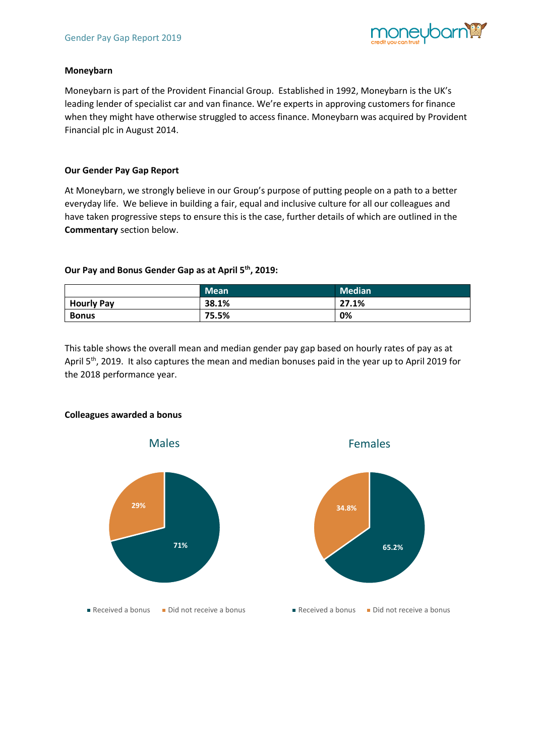## Moneybarn

Moneybarn is part of the Provident Financial Group. Established in 1992, Moneybarn is the UK's leading lender of specialist car and van finance. We're experts in approving customers for finance when they might have otherwise struggled to access finance. Moneybarn was acquired by Provident Financial plc in August 2014.

## Our Gender Pay Gap Report

At Moneybarn, we strongly believe in our Group's purpose of putting people on a path to a better everyday life. We believe in building a fair, equal and inclusive culture for all our colleagues and have taken progressive steps to ensure this is the case, further details of which are outlined in the **Commentary** section below.

### Our Pay and Bonus Gender Gap as at April 5th, 2019:

| | Mean | Median |
|---|---|---|
| **Hourly Pay** | **38.1%** | **27.1%** |
| **Bonus** | **75.5%** | **0%** |

This table shows the overall mean and median gender pay gap based on hourly rates of pay as at April 5th, 2019. It also captures the mean and median bonuses paid in the year up to April 2019 for the 2018 performance year.

### Colleagues awarded a bonus

**Males**

- Received a bonus: 71%
- Did not receive a bonus: 29%

**Females**

- Received a bonus: 65.2%
- Did not receive a bonus: 34.8%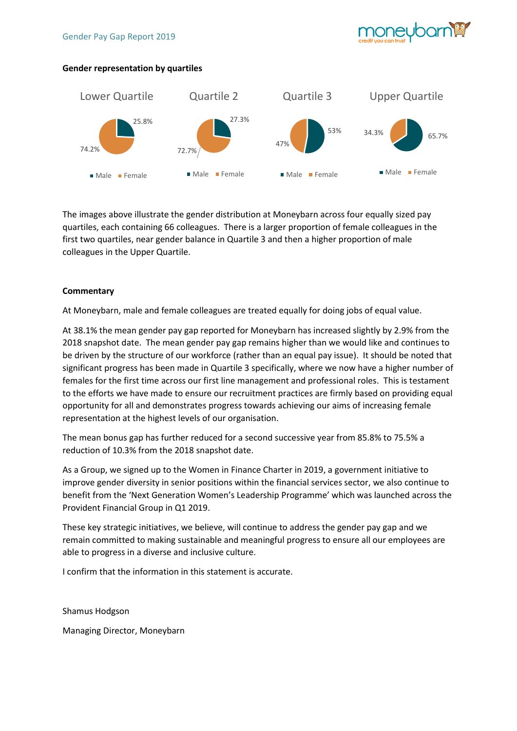**Gender representation by quartiles**

Lower Quartile

25.8%

74.2%

Male Female

Quartile 2

27.3%

72.7%

Male Female

Quartile 3

53%

47%

Male Female

Upper Quartile

34.3%

65.7%

Male Female

The images above illustrate the gender distribution at Moneybarn across four equally sized pay quartiles, each containing 66 colleagues. There is a larger proportion of female colleagues in the first two quartiles, near gender balance in Quartile 3 and then a higher proportion of male colleagues in the Upper Quartile.

**Commentary**

At Moneybarn, male and female colleagues are treated equally for doing jobs of equal value.

At 38.1% the mean gender pay gap reported for Moneybarn has increased slightly by 2.9% from the 2018 snapshot date. The mean gender pay gap remains higher than we would like and continues to be driven by the structure of our workforce (rather than an equal pay issue). It should be noted that significant progress has been made in Quartile 3 specifically, where we now have a higher number of females for the first time across our first line management and professional roles. This is testament to the efforts we have made to ensure our recruitment practices are firmly based on providing equal opportunity for all and demonstrates progress towards achieving our aims of increasing female representation at the highest levels of our organisation.

The mean bonus gap has further reduced for a second successive year from 85.8% to 75.5% a reduction of 10.3% from the 2018 snapshot date.

As a Group, we signed up to the Women in Finance Charter in 2019, a government initiative to improve gender diversity in senior positions within the financial services sector, we also continue to benefit from the 'Next Generation Women's Leadership Programme' which was launched across the Provident Financial Group in Q1 2019.

These key strategic initiatives, we believe, will continue to address the gender pay gap and we remain committed to making sustainable and meaningful progress to ensure all our employees are able to progress in a diverse and inclusive culture.

I confirm that the information in this statement is accurate.

Shamus Hodgson

Managing Director, Moneybarn